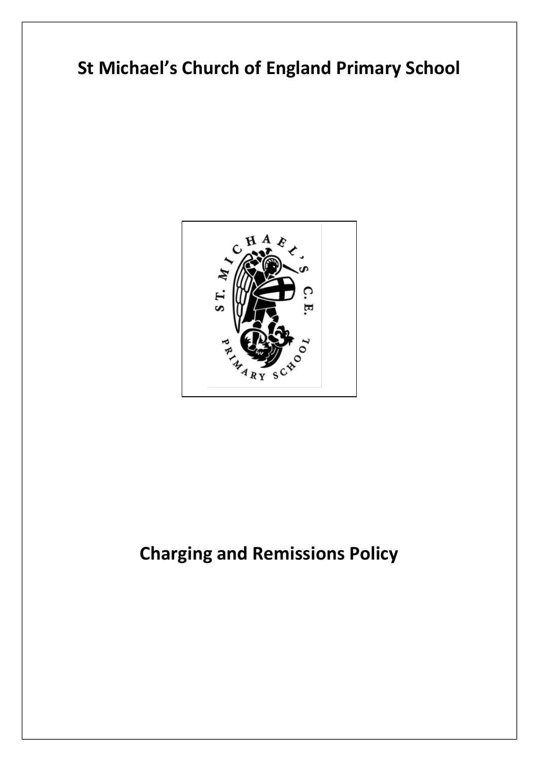# St Michael's Church of England Primary School

# Charging and Remissions Policy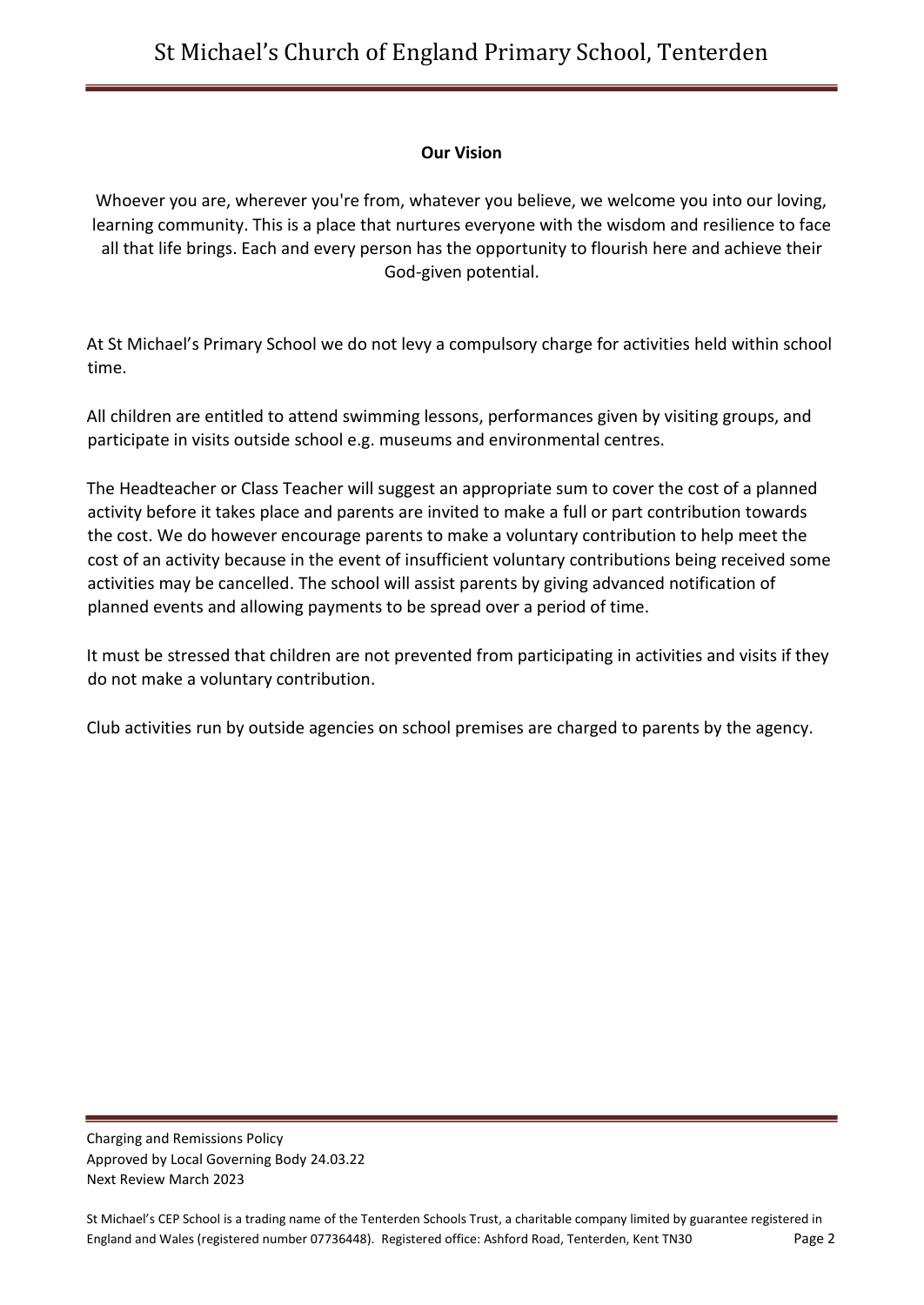**Our Vision**

Whoever you are, wherever you're from, whatever you believe, we welcome you into our loving, learning community. This is a place that nurtures everyone with the wisdom and resilience to face all that life brings. Each and every person has the opportunity to flourish here and achieve their God-given potential.

At St Michael's Primary School we do not levy a compulsory charge for activities held within school time.

All children are entitled to attend swimming lessons, performances given by visiting groups, and participate in visits outside school e.g. museums and environmental centres.

The Headteacher or Class Teacher will suggest an appropriate sum to cover the cost of a planned activity before it takes place and parents are invited to make a full or part contribution towards the cost. We do however encourage parents to make a voluntary contribution to help meet the cost of an activity because in the event of insufficient voluntary contributions being received some activities may be cancelled. The school will assist parents by giving advanced notification of planned events and allowing payments to be spread over a period of time.

It must be stressed that children are not prevented from participating in activities and visits if they do not make a voluntary contribution.

Club activities run by outside agencies on school premises are charged to parents by the agency.